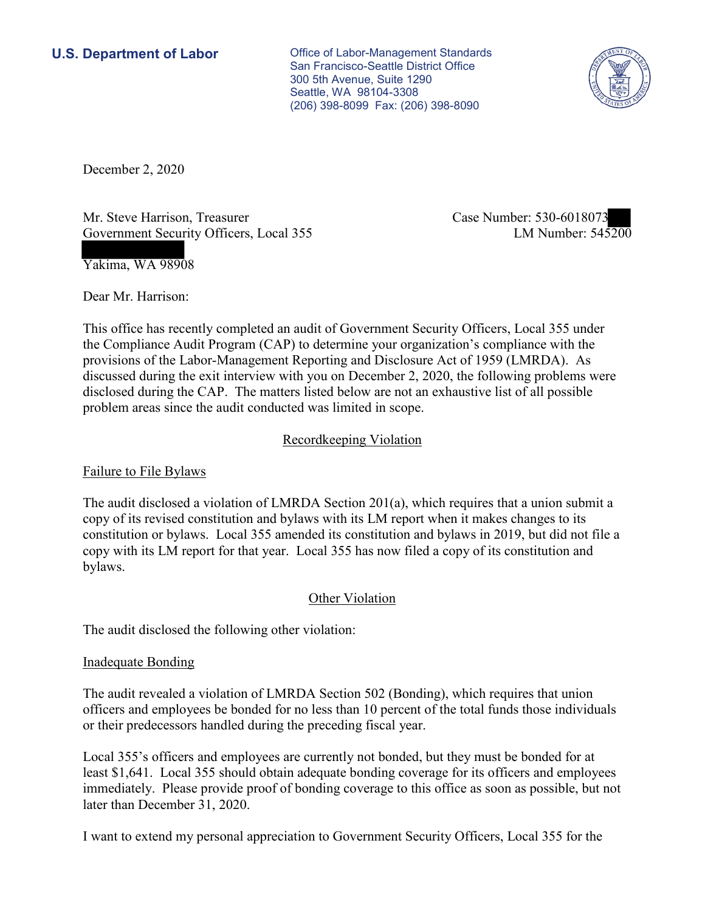**U.S. Department of Labor**

Office of Labor-Management Standards
San Francisco-Seattle District Office
300 5th Avenue, Suite 1290
Seattle, WA 98104-3308
(206) 398-8099 Fax: (206) 398-8090

December 2, 2020

Mr. Steve Harrison, Treasurer
Government Security Officers, Local 355

Yakima, WA 98908

Case Number: 530-6018073
LM Number: 545200

Dear Mr. Harrison:

This office has recently completed an audit of Government Security Officers, Local 355 under the Compliance Audit Program (CAP) to determine your organization's compliance with the provisions of the Labor-Management Reporting and Disclosure Act of 1959 (LMRDA). As discussed during the exit interview with you on December 2, 2020, the following problems were disclosed during the CAP. The matters listed below are not an exhaustive list of all possible problem areas since the audit conducted was limited in scope.

## Recordkeeping Violation

### Failure to File Bylaws

The audit disclosed a violation of LMRDA Section 201(a), which requires that a union submit a copy of its revised constitution and bylaws with its LM report when it makes changes to its constitution or bylaws. Local 355 amended its constitution and bylaws in 2019, but did not file a copy with its LM report for that year. Local 355 has now filed a copy of its constitution and bylaws.

## Other Violation

The audit disclosed the following other violation:

### Inadequate Bonding

The audit revealed a violation of LMRDA Section 502 (Bonding), which requires that union officers and employees be bonded for no less than 10 percent of the total funds those individuals or their predecessors handled during the preceding fiscal year.

Local 355's officers and employees are currently not bonded, but they must be bonded for at least $1,641. Local 355 should obtain adequate bonding coverage for its officers and employees immediately. Please provide proof of bonding coverage to this office as soon as possible, but not later than December 31, 2020.

I want to extend my personal appreciation to Government Security Officers, Local 355 for the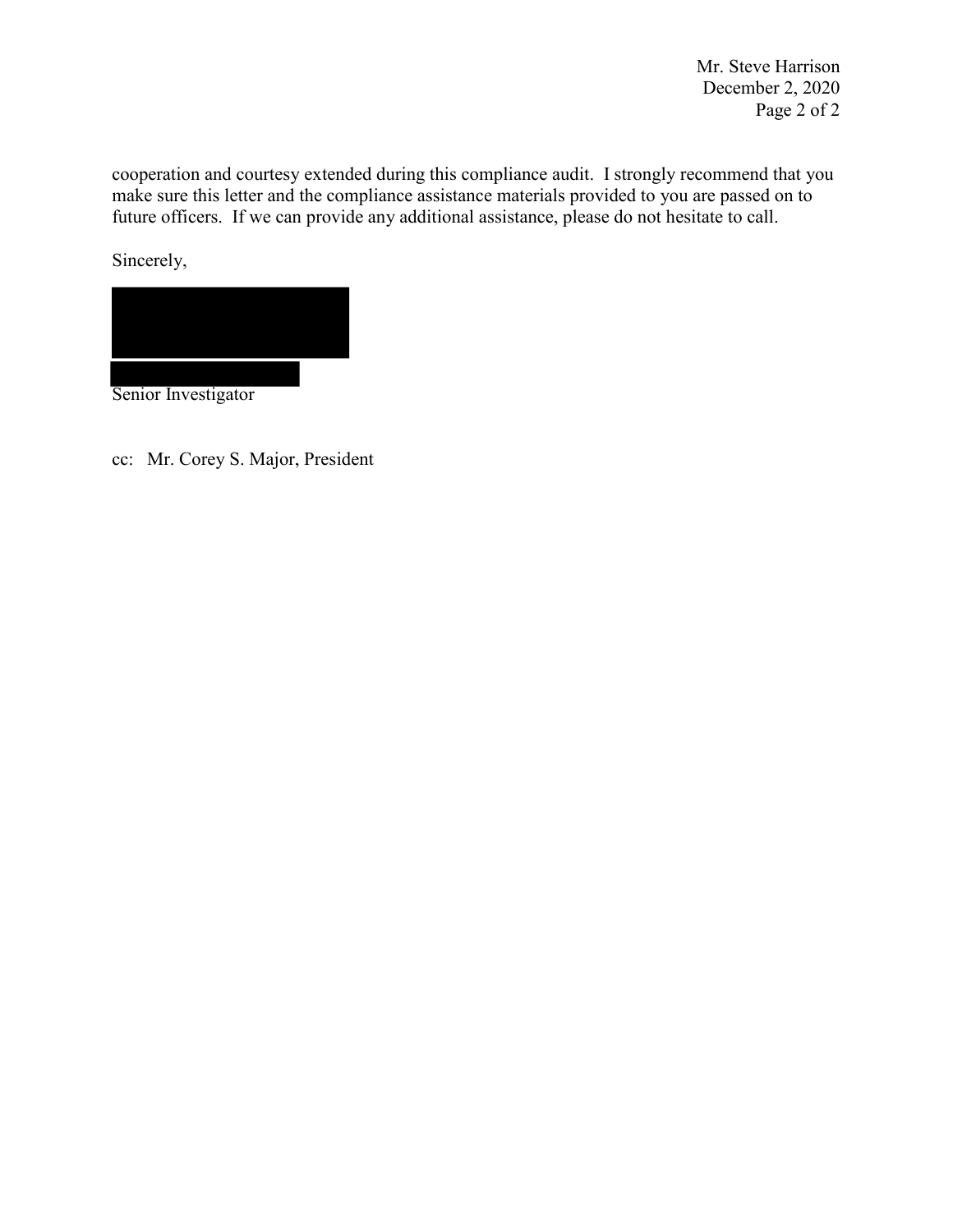cooperation and courtesy extended during this compliance audit. I strongly recommend that you make sure this letter and the compliance assistance materials provided to you are passed on to future officers. If we can provide any additional assistance, please do not hesitate to call.

Sincerely,

Senior Investigator

cc: Mr. Corey S. Major, President